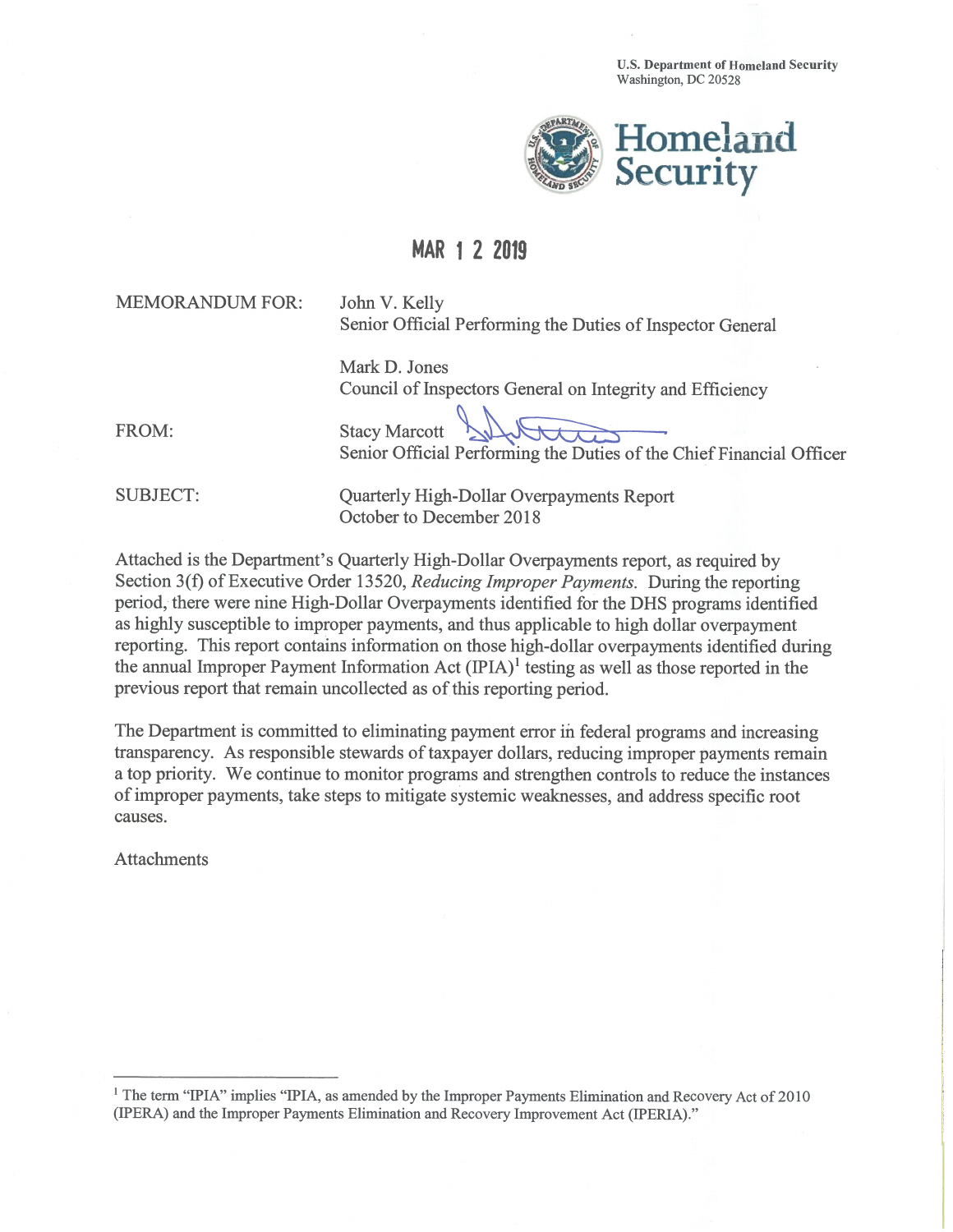U.S. Department of Homeland Security
Washington, DC 20528

Homeland Security

MAR 1 2 2019

MEMORANDUM FOR: John V. Kelly
Senior Official Performing the Duties of Inspector General

Mark D. Jones
Council of Inspectors General on Integrity and Efficiency

FROM: Stacy Marcott
Senior Official Performing the Duties of the Chief Financial Officer

SUBJECT: Quarterly High-Dollar Overpayments Report
October to December 2018

Attached is the Department's Quarterly High-Dollar Overpayments report, as required by Section 3(f) of Executive Order 13520, *Reducing Improper Payments*. During the reporting period, there were nine High-Dollar Overpayments identified for the DHS programs identified as highly susceptible to improper payments, and thus applicable to high dollar overpayment reporting. This report contains information on those high-dollar overpayments identified during the annual Improper Payment Information Act (IPIA)[1] testing as well as those reported in the previous report that remain uncollected as of this reporting period.

The Department is committed to eliminating payment error in federal programs and increasing transparency. As responsible stewards of taxpayer dollars, reducing improper payments remain a top priority. We continue to monitor programs and strengthen controls to reduce the instances of improper payments, take steps to mitigate systemic weaknesses, and address specific root causes.

Attachments

[1] The term "IPIA" implies "IPIA, as amended by the Improper Payments Elimination and Recovery Act of 2010 (IPERA) and the Improper Payments Elimination and Recovery Improvement Act (IPERIA)."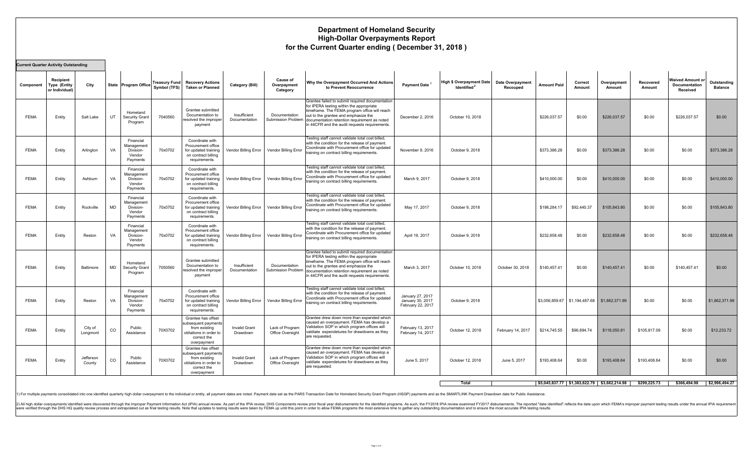# Department of Homeland Security
## High-Dollar Overpayments Report
## for the Current Quarter ending ( December 31, 2018 )

**Current Quarter Activity Outstanding**

| Component | Recipient Type (Entity or Individual) | City | State | Program Office | Treasury Fund Symbol (TFS) | Recovery Actions Taken or Planned | Category (Bill) | Cause of Overpayment Category | Why the Overpayment Occurred And Actions to Prevent Reoccurrence | Payment Date [1] | High $ Overpayment Date Identified [2] | Date Overpayment Recouped | Amount Paid | Correct Amount | Overpayment Amount | Recovered Amount | Waived Amount or Documentation Received | Outstanding Balance |
|---|---|---|---|---|---|---|---|---|---|---|---|---|---|---|---|---|---|---|
| FEMA | Entity | Salt Lake | UT | Homeland Security Grant Program | 7040560 | Grantee submitted Documentation to resolved the improper payment | Insufficient Documentation | Documentation Submission Problem | Grantee failed to submit required documentation for IPERA testing within the appropriate timeframe. The FEMA program office will reach out to the grantee and emphasize the documentation retention requirement as noted in 44CFR and the audit requests requirements. | December 2, 2016 | October 10, 2018 | | $226,037.57 | $0.00 | $226,037.57 | $0.00 | $226,037.57 | $0.00 |
| FEMA | Entity | Arlington | VA | Financial Management Division-Vendor Payments | 70x0702 | Coordinate with Procurement office for updated training on contract billing requirements. | Vendor Billing Error | Vendor Billing Error | Testing staff cannot validate total cost billed, with the condition for the release of payment. Coordinate with Procurement office for updated training on contract billing requirements. | November 9, 2016 | October 9, 2018 | | $373,386.28 | $0.00 | $373,386.28 | $0.00 | $0.00 | $373,386.28 |
| FEMA | Entity | Ashburn | VA | Financial Management Division-Vendor Payments | 70x0702 | Coordinate with Procurement office for updated training on contract billing requirements. | Vendor Billing Error | Vendor Billing Error | Testing staff cannot validate total cost billed, with the condition for the release of payment. Coordinate with Procurement office for updated training on contract billing requirements. | March 9, 2017 | October 9, 2018 | | $410,000.00 | $0.00 | $410,000.00 | $0.00 | $0.00 | $410,000.00 |
| FEMA | Entity | Rockville | MD | Financial Management Division-Vendor Payments | 70x0702 | Coordinate with Procurement office for updated training on contract billing requirements. | Vendor Billing Error | Vendor Billing Error | Testing staff cannot validate total cost billed, with the condition for the release of payment. Coordinate with Procurement office for updated training on contract billing requirements. | May 17, 2017 | October 9, 2018 | | $198,284.17 | $92,440.37 | $105,843.80 | $0.00 | $0.00 | $105,843.80 |
| FEMA | Entity | Reston | VA | Financial Management Division-Vendor Payments | 70x0702 | Coordinate with Procurement office for updated training on contract billing requirements. | Vendor Billing Error | Vendor Billing Error | Testing staff cannot validate total cost billed, with the condition for the release of payment. Coordinate with Procurement office for updated training on contract billing requirements. | April 19, 2017 | October 9, 2018 | | $232,658.48 | $0.00 | $232,658.48 | $0.00 | $0.00 | $232,658.48 |
| FEMA | Entity | Baltimore | MD | Homeland Security Grant Program | 7050560 | Grantee submitted Documentation to resolved the improper payment | Insufficient Documentation | Documentation Submission Problem | Grantee failed to submit required documentation for IPERA testing within the appropriate timeframe. The FEMA program office will reach out to the grantee and emphasize the documentation retention requirement as noted in 44CFR and the audit requests requirements. | March 3, 2017 | October 10, 2018 | October 30, 2018 | $140,457.41 | $0.00 | $140,457.41 | $0.00 | $140,457.41 | $0.00 |
| FEMA | Entity | Reston | VA | Financial Management Division-Vendor Payments | 70x0702 | Coordinate with Procurement office for updated training on contract billing requirements. | Vendor Billing Error | Vendor Billing Error | Testing staff cannot validate total cost billed, with the condition for the release of payment. Coordinate with Procurement office for updated training on contract billing requirements. | January 27, 2017 January 30, 2017 February 22, 2017 | October 9, 2018 | | $3,056,859.67 | $1,194,487.68 | $1,862,371.99 | $0.00 | $0.00 | $1,862,371.99 |
| FEMA | Entity | City of Longmont | CO | Public Assistance | 70X0702 | Grantee has offset subsequent payments from existing obliations in order to correct the overpayment | Invalid Grant Drawdown | Lack of Program Office Oversight | Grantee drew down more than expended which caused an overpayment. FEMA has develop a Validation SOP in which program offices will valdiate expendetures for drawdowns as they are requested. | February 13, 2017 February 14, 2017 | October 12, 2018 | February 14, 2017 | $214,745.55 | $96,694.74 | $118,050.81 | $105,817.09 | $0.00 | $12,233.72 |
| FEMA | Entity | Jefferson County | CO | Public Assistance | 70X0702 | Grantee has offset subsequent payments from existing obliations in order to correct the overpayment | Invalid Grant Drawdown | Lack of Program Office Oversight | Grantee drew down more than expended which caused an overpayment. FEMA has develop a Validation SOP in which program offices will valdiate expendetures for drawdowns as they are requested. | June 5, 2017 | October 12, 2018 | June 5, 2017 | $193,408.64 | $0.00 | $193,408.64 | $193,408.64 | $0.00 | $0.00 |
| | | | | | | | | | | | **Total** | | **$5,045,837.77** | **$1,383,622.79** | **$3,662,214.98** | **$299,225.73** | **$366,494.98** | **$2,996,494.27** |

1) For multiple payments consolidated into one identified quarterly high dollar overpayment to the individual or entity, all payment dates are noted. Payment date set as the PARS Transaction Date for Homeland Security Grant Program (HSGP) payments and as the SMARTLINK Payment Drawdown date for Public Assistance.

2) All high dollar overpayments identified were discovered through the Improper Payment Information Act (IPIA) annual review. As part of the IPIA review, DHS Components review prior fiscal year disbursements for the identified programs. As such, the FY2018 IPIA review examined FY2017 disbursements. The reported "date identified" reflects the date upon which FEMA's improper payment testing results under the annual IPIA requirement were verified through the DHS HQ quality review process and extrapolated out as final testing results. Note that updates to testing results were taken by FEMA up until this point in order to allow FEMA programs the most extensive time to gather any outstanding documentation and to ensure the most accurate IPIA testing results.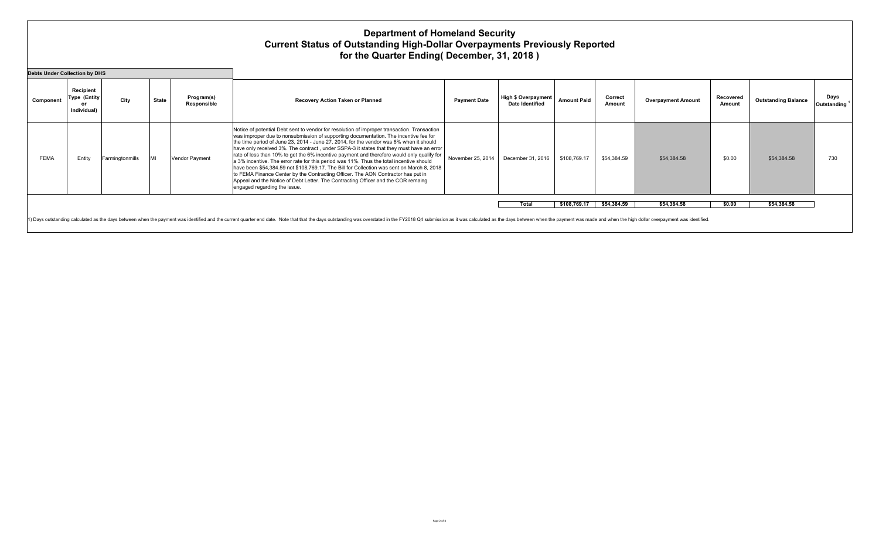# Department of Homeland Security
## Current Status of Outstanding High-Dollar Overpayments Previously Reported
## for the Quarter Ending( December, 31, 2018 )

**Debts Under Collection by DHS**

| Component | Recipient Type (Entity or Individual) | City | State | Program(s) Responsible | Recovery Action Taken or Planned | Payment Date | High $ Overpayment Date Identified | Amount Paid | Correct Amount | Overpayment Amount | Recovered Amount | Outstanding Balance | Days Outstanding [1] |
|---|---|---|---|---|---|---|---|---|---|---|---|---|---|
| FEMA | Entity | Farmingtonmills | MI | Vendor Payment | Notice of potential Debt sent to vendor for resolution of improper transaction. Transaction was improper due to nonsubmission of supporting documentation. The incentive fee for the time period of June 23, 2014 - June 27, 2014, for the vendor was 6% when it should have only received 3%. The contract , under SSPA-3 it states that they must have an error rate of less than 10% to get the 6% incentive payment and therefore would only qualify for a 3% incentive. The error rate for this period was 11%. Thus the total incentive should have been $54,384.59 not $108,769.17. The Bill for Collection was sent on March 8, 2018 to FEMA Finance Center by the Contracting Officer. The AON Contractor has put in Appeal and the Notice of Debt Letter. The Contracting Officer and the COR remaing engaged regarding the issue. | November 25, 2014 | December 31, 2016 | $108,769.17 | $54,384.59 | $54,384.58 | $0.00 | $54,384.58 | 730 |
| | | | | | | | **Total** | **$108,769.17** | **$54,384.59** | **$54,384.58** | **$0.00** | **$54,384.58** | |

1) Days outstanding calculated as the days between when the payment was identified and the current quarter end date. Note that that the days outstanding was overstated in the FY2018 Q4 submission as it was calculated as the days between when the payment was made and when the high dollar overpayment was identified.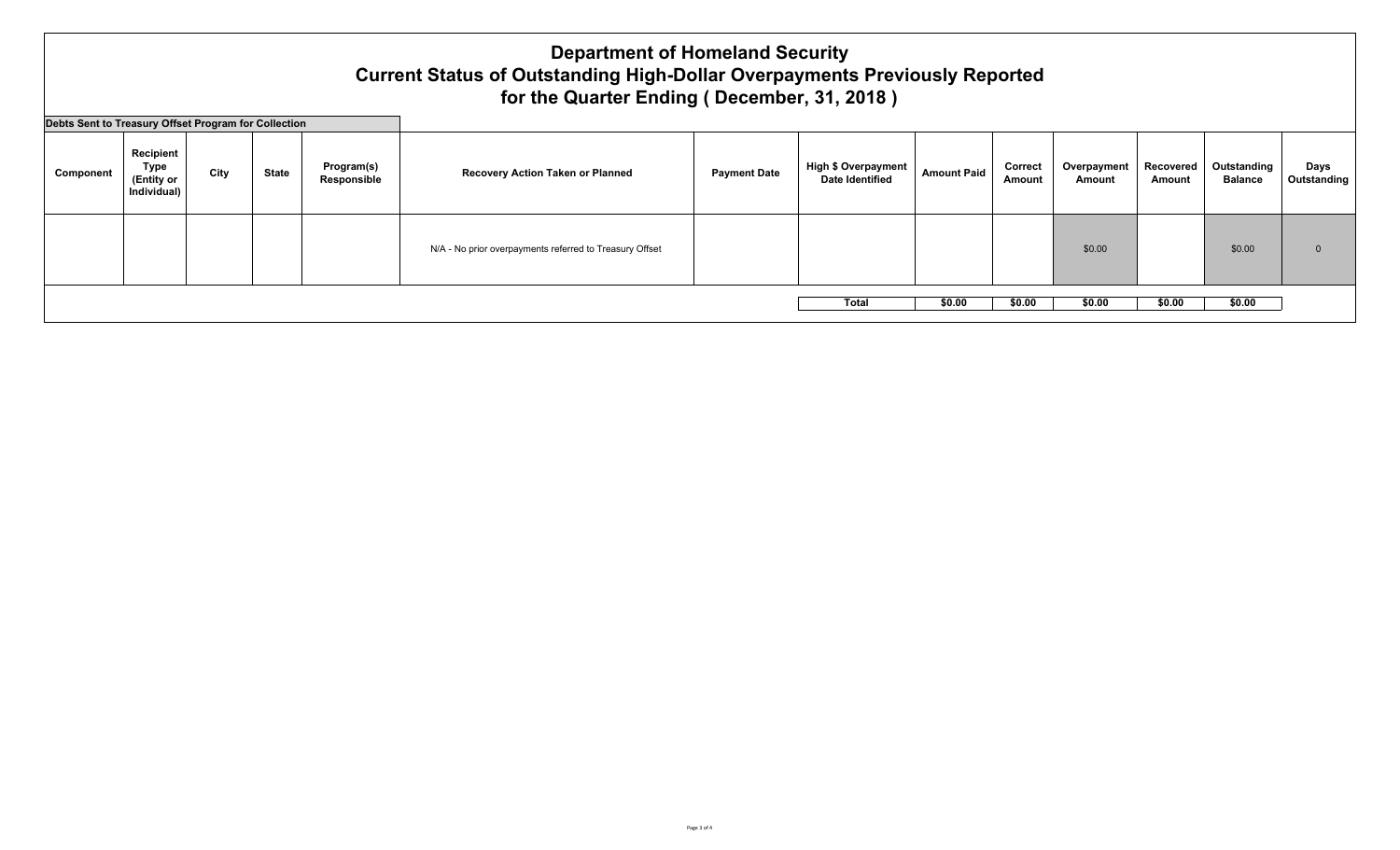# Department of Homeland Security
# Current Status of Outstanding High-Dollar Overpayments Previously Reported
# for the Quarter Ending ( December, 31, 2018 )

**Debts Sent to Treasury Offset Program for Collection**

| Component | Recipient Type (Entity or Individual) | City | State | Program(s) Responsible | Recovery Action Taken or Planned | Payment Date | High $ Overpayment Date Identified | Amount Paid | Correct Amount | Overpayment Amount | Recovered Amount | Outstanding Balance | Days Outstanding |
|---|---|---|---|---|---|---|---|---|---|---|---|---|---|
| | | | | | N/A - No prior overpayments referred to Treasury Offset | | | | | $0.00 | | $0.00 | 0 |
| | | | | | | | **Total** | **$0.00** | **$0.00** | **$0.00** | **$0.00** | **$0.00** | |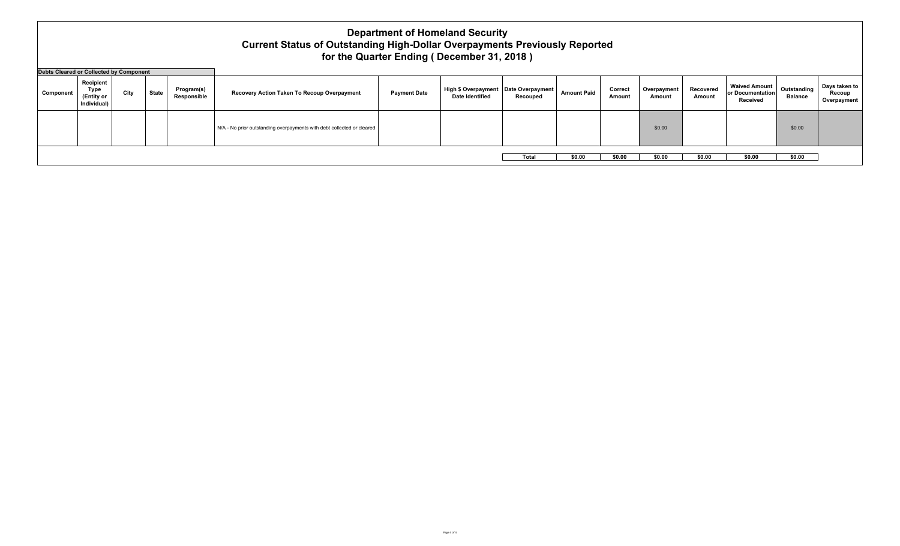# Department of Homeland Security
## Current Status of Outstanding High-Dollar Overpayments Previously Reported
## for the Quarter Ending ( December 31, 2018 )

**Debts Cleared or Collected by Component**

| Component | Recipient Type (Entity or Individual) | City | State | Program(s) Responsible | Recovery Action Taken To Recoup Overpayment | Payment Date | High $ Overpayment Date Identified | Date Overpayment Recouped | Amount Paid | Correct Amount | Overpayment Amount | Recovered Amount | Waived Amount or Documentation Received | Outstanding Balance | Days taken to Recoup Overpayment |
|---|---|---|---|---|---|---|---|---|---|---|---|---|---|---|---|
| | | | | | N/A - No prior outstanding overpayments with debt collected or cleared | | | | | | $0.00 | | | $0.00 | |
| | | | | | | | | Total | $0.00 | $0.00 | $0.00 | $0.00 | $0.00 | $0.00 | |